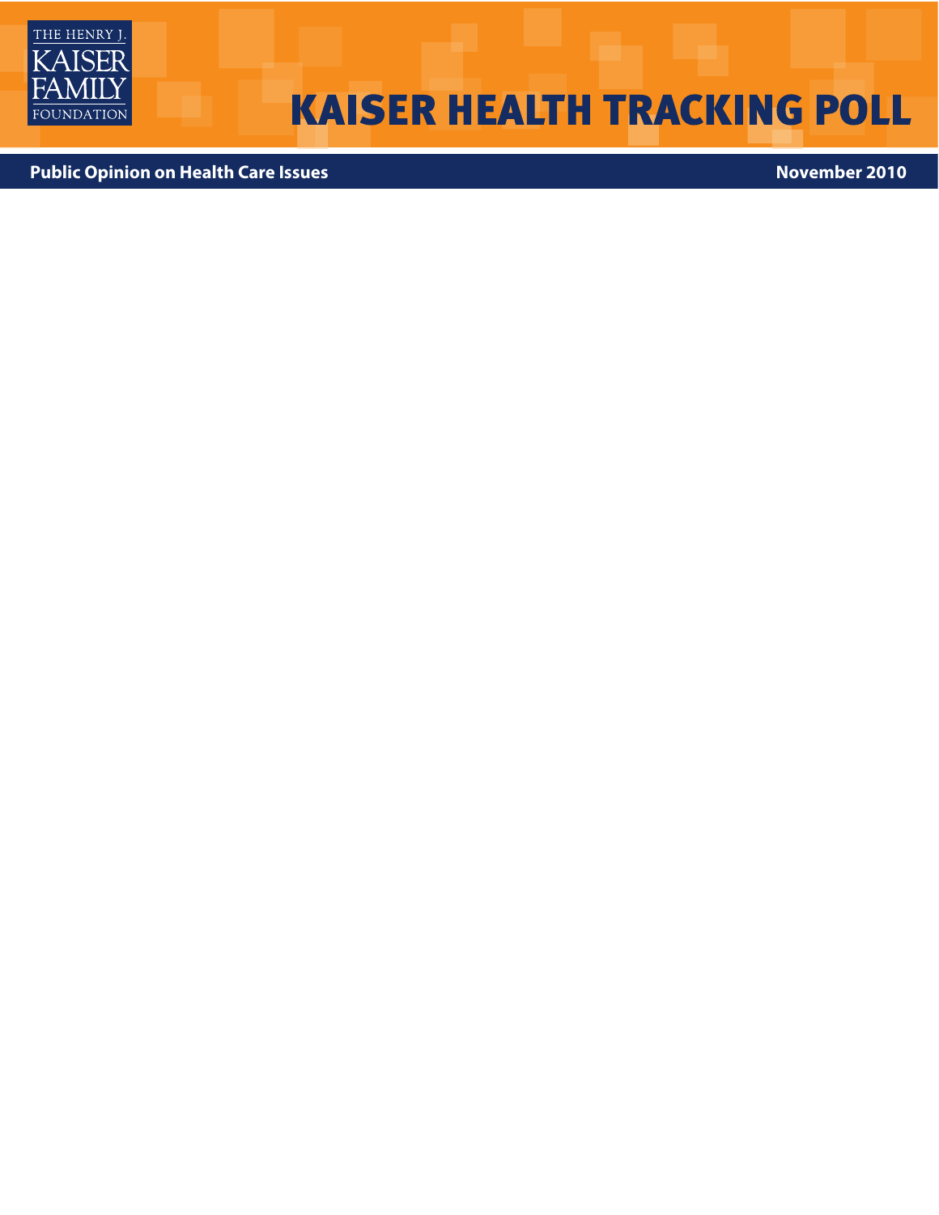THE HENRY J. KAISER FAMILY FOUNDATION

# KAISER HEALTH TRACKING POLL

**Public Opinion on Health Care Issues** **November 2010**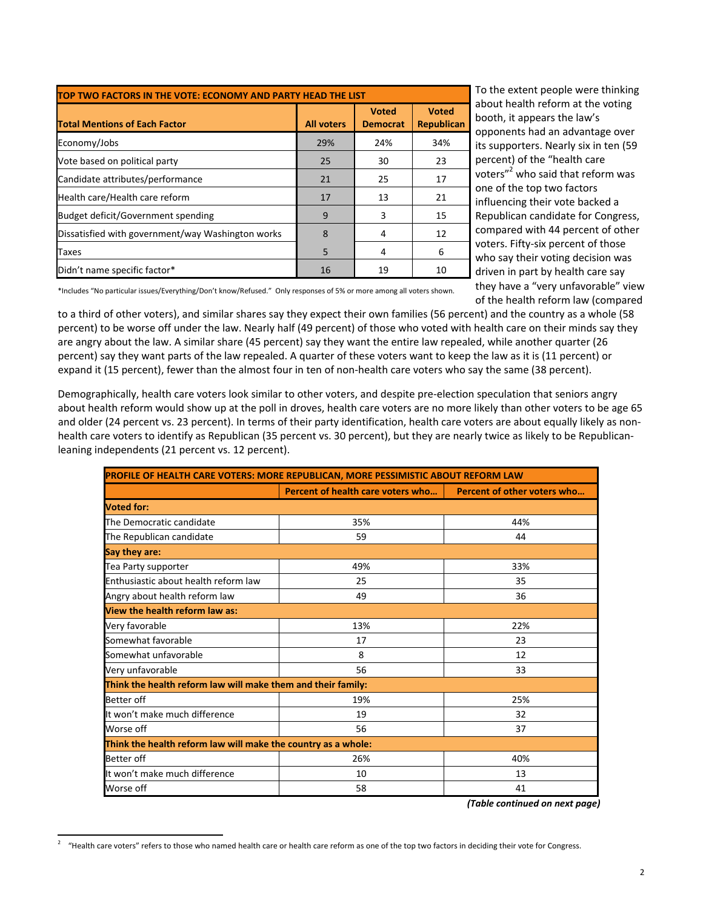| TOP TWO FACTORS IN THE VOTE: ECONOMY AND PARTY HEAD THE LIST | | | |
|---|---|---|---|
| **Total Mentions of Each Factor** | **All voters** | **Voted Democrat** | **Voted Republican** |
| Economy/Jobs | 29% | 24% | 34% |
| Vote based on political party | 25 | 30 | 23 |
| Candidate attributes/performance | 21 | 25 | 17 |
| Health care/Health care reform | 17 | 13 | 21 |
| Budget deficit/Government spending | 9 | 3 | 15 |
| Dissatisfied with government/way Washington works | 8 | 4 | 12 |
| Taxes | 5 | 4 | 6 |
| Didn't name specific factor* | 16 | 19 | 10 |

*Includes "No particular issues/Everything/Don't know/Refused." Only responses of 5% or more among all voters shown.

To the extent people were thinking about health reform at the voting booth, it appears the law's opponents had an advantage over its supporters. Nearly six in ten (59 percent) of the "health care voters"[2] who said that reform was one of the top two factors influencing their vote backed a Republican candidate for Congress, compared with 44 percent of other voters. Fifty-six percent of those who say their voting decision was driven in part by health care say they have a "very unfavorable" view of the health reform law (compared to a third of other voters), and similar shares say they expect their own families (56 percent) and the country as a whole (58 percent) to be worse off under the law. Nearly half (49 percent) of those who voted with health care on their minds say they are angry about the law. A similar share (45 percent) say they want the entire law repealed, while another quarter (26 percent) say they want parts of the law repealed. A quarter of these voters want to keep the law as it is (11 percent) or expand it (15 percent), fewer than the almost four in ten of non-health care voters who say the same (38 percent).

Demographically, health care voters look similar to other voters, and despite pre-election speculation that seniors angry about health reform would show up at the poll in droves, health care voters are no more likely than other voters to be age 65 and older (24 percent vs. 23 percent). In terms of their party identification, health care voters are about equally likely as non-health care voters to identify as Republican (35 percent vs. 30 percent), but they are nearly twice as likely to be Republican-leaning independents (21 percent vs. 12 percent).

| PROFILE OF HEALTH CARE VOTERS: MORE REPUBLICAN, MORE PESSIMISTIC ABOUT REFORM LAW | | |
|---|---|---|
| | **Percent of health care voters who…** | **Percent of other voters who…** |
| **Voted for:** | | |
| The Democratic candidate | 35% | 44% |
| The Republican candidate | 59 | 44 |
| **Say they are:** | | |
| Tea Party supporter | 49% | 33% |
| Enthusiastic about health reform law | 25 | 35 |
| Angry about health reform law | 49 | 36 |
| **View the health reform law as:** | | |
| Very favorable | 13% | 22% |
| Somewhat favorable | 17 | 23 |
| Somewhat unfavorable | 8 | 12 |
| Very unfavorable | 56 | 33 |
| **Think the health reform law will make them and their family:** | | |
| Better off | 19% | 25% |
| It won't make much difference | 19 | 32 |
| Worse off | 56 | 37 |
| **Think the health reform law will make the country as a whole:** | | |
| Better off | 26% | 40% |
| It won't make much difference | 10 | 13 |
| Worse off | 58 | 41 |

***(Table continued on next page)***

[2] "Health care voters" refers to those who named health care or health care reform as one of the top two factors in deciding their vote for Congress.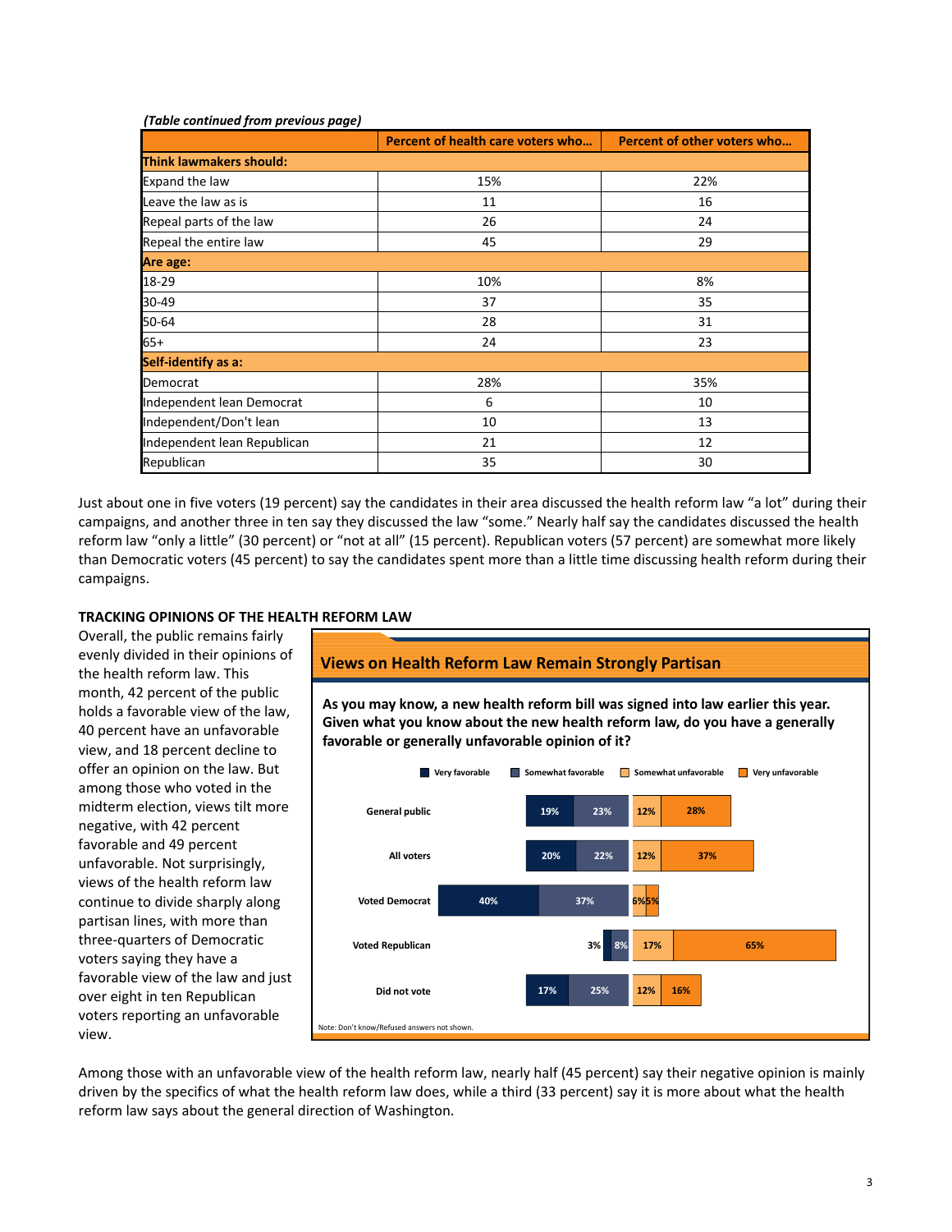*(Table continued from previous page)*

| | Percent of health care voters who… | Percent of other voters who… |
|---|---|---|
| **Think lawmakers should:** | | |
| Expand the law | 15% | 22% |
| Leave the law as is | 11 | 16 |
| Repeal parts of the law | 26 | 24 |
| Repeal the entire law | 45 | 29 |
| **Are age:** | | |
| 18-29 | 10% | 8% |
| 30-49 | 37 | 35 |
| 50-64 | 28 | 31 |
| 65+ | 24 | 23 |
| **Self-identify as a:** | | |
| Democrat | 28% | 35% |
| Independent lean Democrat | 6 | 10 |
| Independent/Don't lean | 10 | 13 |
| Independent lean Republican | 21 | 12 |
| Republican | 35 | 30 |

Just about one in five voters (19 percent) say the candidates in their area discussed the health reform law "a lot" during their campaigns, and another three in ten say they discussed the law "some." Nearly half say the candidates discussed the health reform law "only a little" (30 percent) or "not at all" (15 percent). Republican voters (57 percent) are somewhat more likely than Democratic voters (45 percent) to say the candidates spent more than a little time discussing health reform during their campaigns.

## TRACKING OPINIONS OF THE HEALTH REFORM LAW

Overall, the public remains fairly evenly divided in their opinions of the health reform law. This month, 42 percent of the public holds a favorable view of the law, 40 percent have an unfavorable view, and 18 percent decline to offer an opinion on the law. But among those who voted in the midterm election, views tilt more negative, with 42 percent favorable and 49 percent unfavorable. Not surprisingly, views of the health reform law continue to divide sharply along partisan lines, with more than three-quarters of Democratic voters saying they have a favorable view of the law and just over eight in ten Republican voters reporting an unfavorable view.

**Views on Health Reform Law Remain Strongly Partisan**

**As you may know, a new health reform bill was signed into law earlier this year. Given what you know about the new health reform law, do you have a generally favorable or generally unfavorable opinion of it?**

| | Very favorable | Somewhat favorable | Somewhat unfavorable | Very unfavorable |
|---|---|---|---|---|
| General public | 19% | 23% | 12% | 28% |
| All voters | 20% | 22% | 12% | 37% |
| Voted Democrat | 40% | 37% | 6% | 5% |
| Voted Republican | 3% | 8% | 17% | 65% |
| Did not vote | 17% | 25% | 12% | 16% |

Note: Don't know/Refused answers not shown.

Among those with an unfavorable view of the health reform law, nearly half (45 percent) say their negative opinion is mainly driven by the specifics of what the health reform law does, while a third (33 percent) say it is more about what the health reform law says about the general direction of Washington.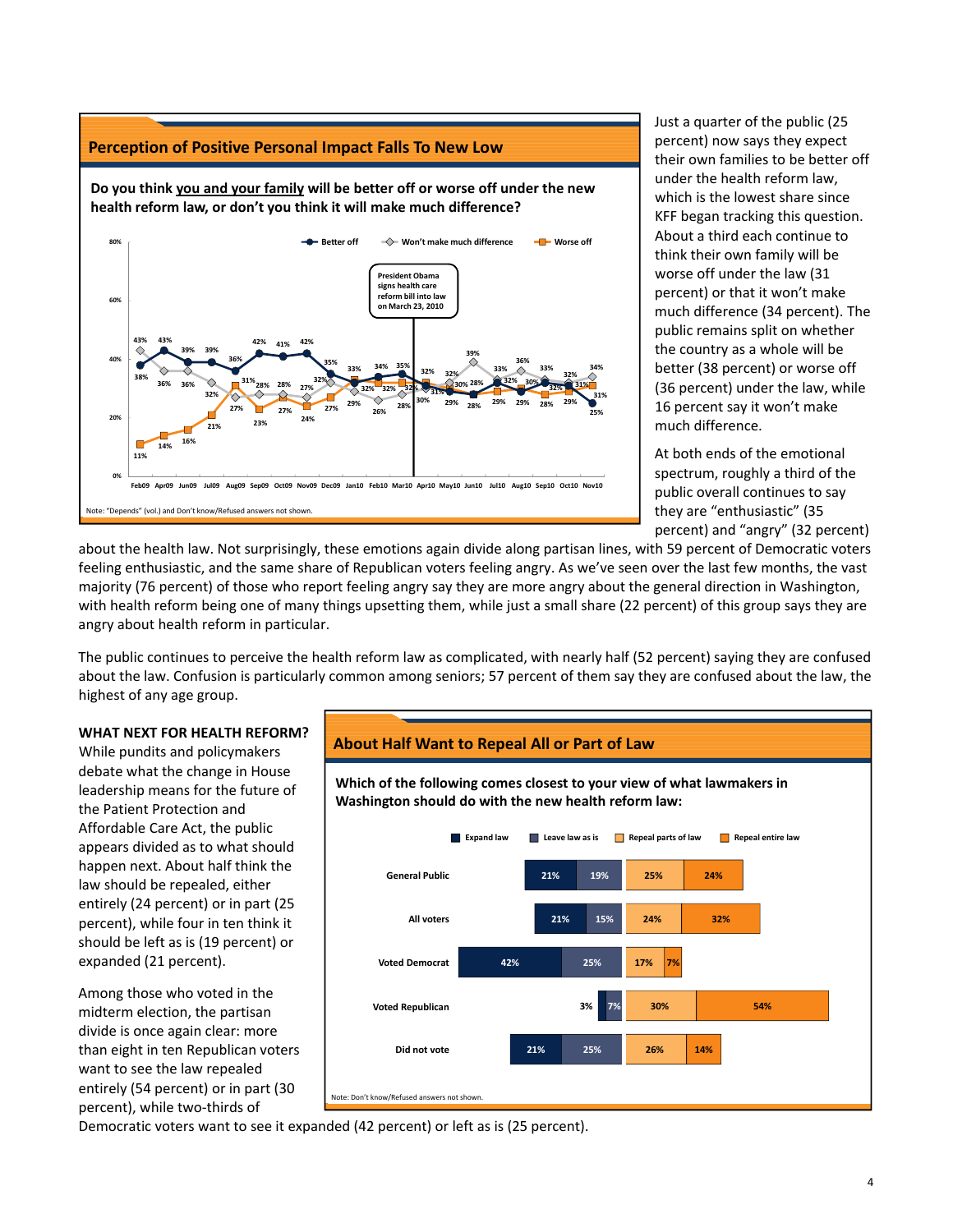## Perception of Positive Personal Impact Falls To New Low

**Do you think you and your family will be better off or worse off under the new health reform law, or don't you think it will make much difference?**

| | Feb09 | Apr09 | Jun09 | Jul09 | Aug09 | Sep09 | Oct09 | Nov09 | Dec09 | Jan10 | Feb10 | Mar10 | Apr10 | May10 | Jun10 | Jul10 | Aug10 | Sep10 | Oct10 | Nov10 |
|---|---|---|---|---|---|---|---|---|---|---|---|---|---|---|---|---|---|---|---|---|
| Better off | 38% | 43% | 39% | 39% | 36% | 42% | 41% | 42% | 35% | 32% | 34% | 35% | 31% | 29% | 28% | 33% | 29% | 33% | 31% | 25% |
| Won't make much difference | 43% | 36% | 36% | 32% | 27% | 28% | 28% | 27% | 32% | 29% | 26% | 28% | 30% | 30% | 39% | 32% | 36% | 32% | 32% | 34% |
| Worse off | 11% | 14% | 16% | 21% | 31% | 23% | 27% | 24% | 27% | 33% | 32% | 32% | 32% | 30% | 28% | 29% | 30% | 28% | 29% | 31% |

President Obama signs health care reform bill into law on March 23, 2010

Note: "Depends" (vol.) and Don't know/Refused answers not shown.

Just a quarter of the public (25 percent) now says they expect their own families to be better off under the health reform law, which is the lowest share since KFF began tracking this question. About a third each continue to think their own family will be worse off under the law (31 percent) or that it won't make much difference (34 percent). The public remains split on whether the country as a whole will be better (38 percent) or worse off (36 percent) under the law, while 16 percent say it won't make much difference.

At both ends of the emotional spectrum, roughly a third of the public overall continues to say they are "enthusiastic" (35 percent) and "angry" (32 percent) about the health law. Not surprisingly, these emotions again divide along partisan lines, with 59 percent of Democratic voters feeling enthusiastic, and the same share of Republican voters feeling angry. As we've seen over the last few months, the vast majority (76 percent) of those who report feeling angry say they are more angry about the general direction in Washington, with health reform being one of many things upsetting them, while just a small share (22 percent) of this group says they are angry about health reform in particular.

The public continues to perceive the health reform law as complicated, with nearly half (52 percent) saying they are confused about the law. Confusion is particularly common among seniors; 57 percent of them say they are confused about the law, the highest of any age group.

**WHAT NEXT FOR HEALTH REFORM?**
While pundits and policymakers debate what the change in House leadership means for the future of the Patient Protection and Affordable Care Act, the public appears divided as to what should happen next. About half think the law should be repealed, either entirely (24 percent) or in part (25 percent), while four in ten think it should be left as is (19 percent) or expanded (21 percent).

Among those who voted in the midterm election, the partisan divide is once again clear: more than eight in ten Republican voters want to see the law repealed entirely (54 percent) or in part (30 percent), while two-thirds of Democratic voters want to see it expanded (42 percent) or left as is (25 percent).

## About Half Want to Repeal All or Part of Law

**Which of the following comes closest to your view of what lawmakers in Washington should do with the new health reform law:**

| | Expand law | Leave law as is | Repeal parts of law | Repeal entire law |
|---|---|---|---|---|
| General Public | 21% | 19% | 25% | 24% |
| All voters | 21% | 15% | 24% | 32% |
| Voted Democrat | 42% | 25% | 17% | 7% |
| Voted Republican | 3% | 7% | 30% | 54% |
| Did not vote | 21% | 25% | 26% | 14% |

Note: Don't know/Refused answers not shown.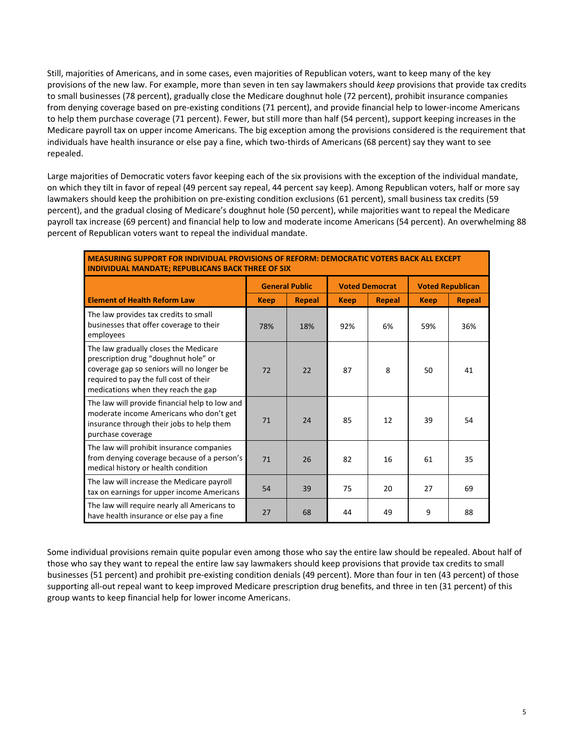Still, majorities of Americans, and in some cases, even majorities of Republican voters, want to keep many of the key provisions of the new law. For example, more than seven in ten say lawmakers should *keep* provisions that provide tax credits to small businesses (78 percent), gradually close the Medicare doughnut hole (72 percent), prohibit insurance companies from denying coverage based on pre-existing conditions (71 percent), and provide financial help to lower-income Americans to help them purchase coverage (71 percent). Fewer, but still more than half (54 percent), support keeping increases in the Medicare payroll tax on upper income Americans. The big exception among the provisions considered is the requirement that individuals have health insurance or else pay a fine, which two-thirds of Americans (68 percent) say they want to see repealed.

Large majorities of Democratic voters favor keeping each of the six provisions with the exception of the individual mandate, on which they tilt in favor of repeal (49 percent say repeal, 44 percent say keep). Among Republican voters, half or more say lawmakers should keep the prohibition on pre-existing condition exclusions (61 percent), small business tax credits (59 percent), and the gradual closing of Medicare's doughnut hole (50 percent), while majorities want to repeal the Medicare payroll tax increase (69 percent) and financial help to low and moderate income Americans (54 percent). An overwhelming 88 percent of Republican voters want to repeal the individual mandate.

**MEASURING SUPPORT FOR INDIVIDUAL PROVISIONS OF REFORM: DEMOCRATIC VOTERS BACK ALL EXCEPT INDIVIDUAL MANDATE; REPUBLICANS BACK THREE OF SIX**

| | General Public | | Voted Democrat | | Voted Republican | |
|---|---|---|---|---|---|---|
| **Element of Health Reform Law** | **Keep** | **Repeal** | **Keep** | **Repeal** | **Keep** | **Repeal** |
| The law provides tax credits to small businesses that offer coverage to their employees | 78% | 18% | 92% | 6% | 59% | 36% |
| The law gradually closes the Medicare prescription drug "doughnut hole" or coverage gap so seniors will no longer be required to pay the full cost of their medications when they reach the gap | 72 | 22 | 87 | 8 | 50 | 41 |
| The law will provide financial help to low and moderate income Americans who don't get insurance through their jobs to help them purchase coverage | 71 | 24 | 85 | 12 | 39 | 54 |
| The law will prohibit insurance companies from denying coverage because of a person's medical history or health condition | 71 | 26 | 82 | 16 | 61 | 35 |
| The law will increase the Medicare payroll tax on earnings for upper income Americans | 54 | 39 | 75 | 20 | 27 | 69 |
| The law will require nearly all Americans to have health insurance or else pay a fine | 27 | 68 | 44 | 49 | 9 | 88 |

Some individual provisions remain quite popular even among those who say the entire law should be repealed. About half of those who say they want to repeal the entire law say lawmakers should keep provisions that provide tax credits to small businesses (51 percent) and prohibit pre-existing condition denials (49 percent). More than four in ten (43 percent) of those supporting all-out repeal want to keep improved Medicare prescription drug benefits, and three in ten (31 percent) of this group wants to keep financial help for lower income Americans.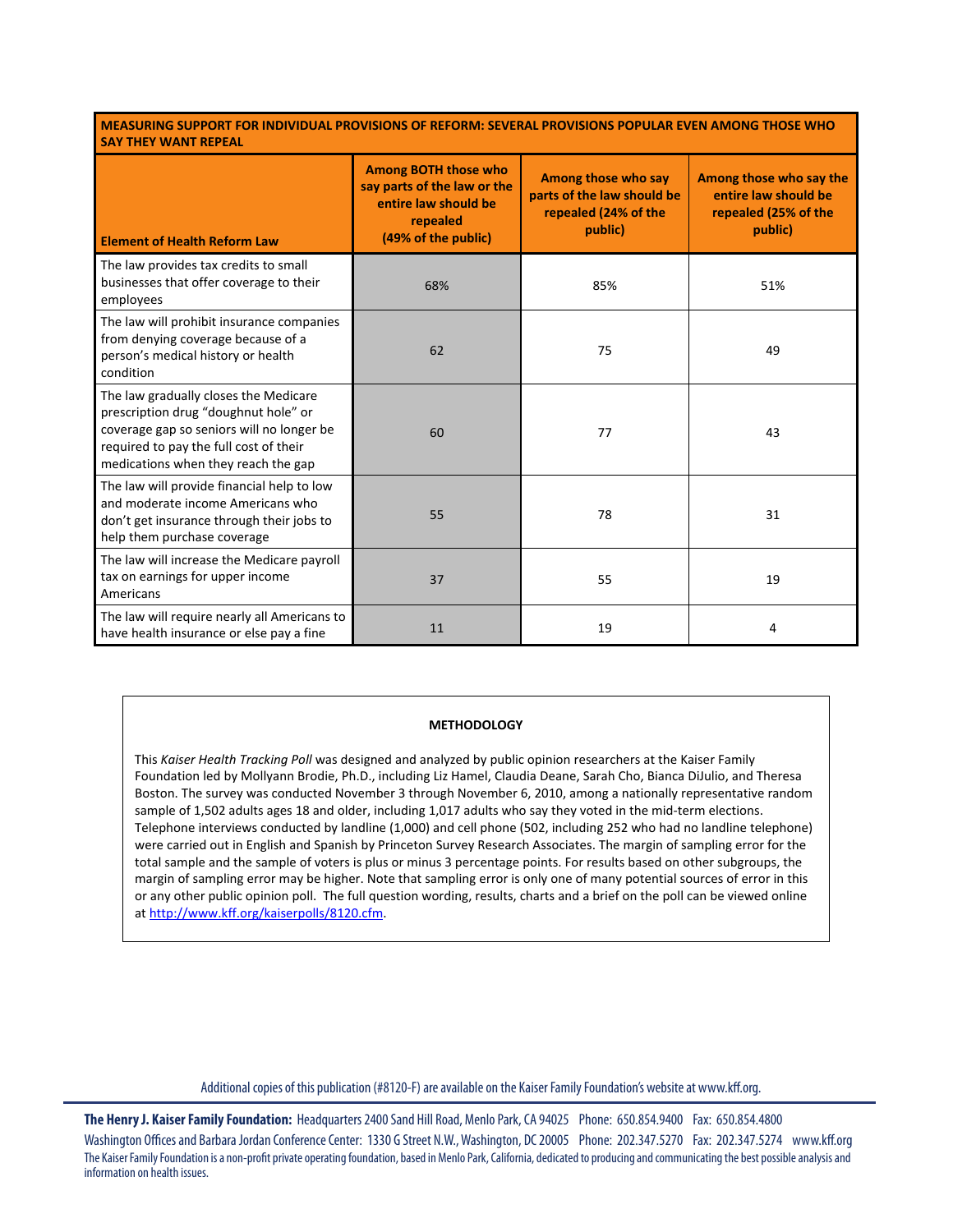**MEASURING SUPPORT FOR INDIVIDUAL PROVISIONS OF REFORM: SEVERAL PROVISIONS POPULAR EVEN AMONG THOSE WHO SAY THEY WANT REPEAL**

| Element of Health Reform Law | Among BOTH those who say parts of the law or the entire law should be repealed (49% of the public) | Among those who say parts of the law should be repealed (24% of the public) | Among those who say the entire law should be repealed (25% of the public) |
|---|---|---|---|
| The law provides tax credits to small businesses that offer coverage to their employees | 68% | 85% | 51% |
| The law will prohibit insurance companies from denying coverage because of a person's medical history or health condition | 62 | 75 | 49 |
| The law gradually closes the Medicare prescription drug "doughnut hole" or coverage gap so seniors will no longer be required to pay the full cost of their medications when they reach the gap | 60 | 77 | 43 |
| The law will provide financial help to low and moderate income Americans who don't get insurance through their jobs to help them purchase coverage | 55 | 78 | 31 |
| The law will increase the Medicare payroll tax on earnings for upper income Americans | 37 | 55 | 19 |
| The law will require nearly all Americans to have health insurance or else pay a fine | 11 | 19 | 4 |

**METHODOLOGY**

This *Kaiser Health Tracking Poll* was designed and analyzed by public opinion researchers at the Kaiser Family Foundation led by Mollyann Brodie, Ph.D., including Liz Hamel, Claudia Deane, Sarah Cho, Bianca DiJulio, and Theresa Boston. The survey was conducted November 3 through November 6, 2010, among a nationally representative random sample of 1,502 adults ages 18 and older, including 1,017 adults who say they voted in the mid-term elections. Telephone interviews conducted by landline (1,000) and cell phone (502, including 252 who had no landline telephone) were carried out in English and Spanish by Princeton Survey Research Associates. The margin of sampling error for the total sample and the sample of voters is plus or minus 3 percentage points. For results based on other subgroups, the margin of sampling error may be higher. Note that sampling error is only one of many potential sources of error in this or any other public opinion poll. The full question wording, results, charts and a brief on the poll can be viewed online at http://www.kff.org/kaiserpolls/8120.cfm.

Additional copies of this publication (#8120-F) are available on the Kaiser Family Foundation's website at www.kff.org.

**The Henry J. Kaiser Family Foundation:** Headquarters 2400 Sand Hill Road, Menlo Park, CA 94025 Phone: 650.854.9400 Fax: 650.854.4800

Washington Offices and Barbara Jordan Conference Center: 1330 G Street N.W., Washington, DC 20005 Phone: 202.347.5270 Fax: 202.347.5274 www.kff.org

The Kaiser Family Foundation is a non-profit private operating foundation, based in Menlo Park, California, dedicated to producing and communicating the best possible analysis and information on health issues.